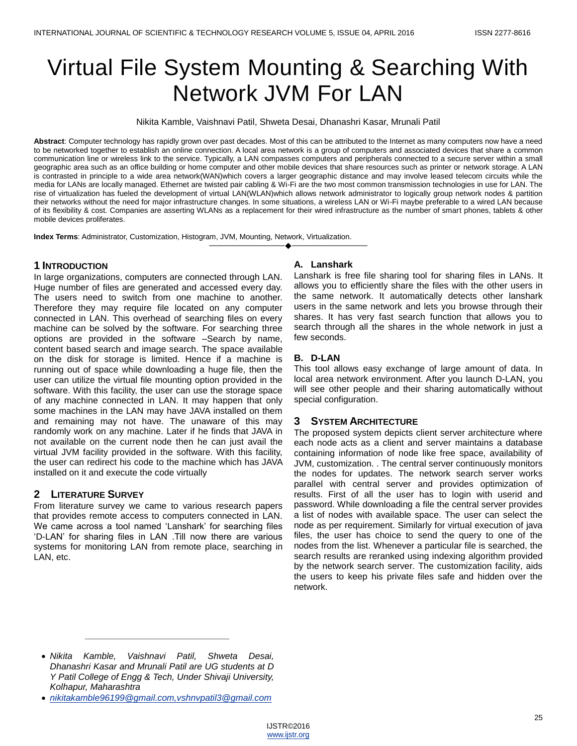# Virtual File System Mounting & Searching With Network JVM For LAN

Nikita Kamble, Vaishnavi Patil, Shweta Desai, Dhanashri Kasar, Mrunali Patil

**Abstract**: Computer technology has rapidly grown over past decades. Most of this can be attributed to the Internet as many computers now have a need to be networked together to establish an online connection. A local area network is a group of computers and associated devices that share a common communication line or wireless link to the service. Typically, a LAN compasses computers and peripherals connected to a secure server within a small geographic area such as an office building or home computer and other mobile devices that share resources such as printer or network storage. A LAN is contrasted in principle to a wide area network(WAN)which covers a larger geographic distance and may involve leased telecom circuits while the media for LANs are locally managed. Ethernet are twisted pair cabling & Wi-Fi are the two most common transmission technologies in use for LAN. The rise of virtualization has fueled the development of virtual LAN(WLAN)which allows network administrator to logically group network nodes & partition their networks without the need for major infrastructure changes. In some situations, a wireless LAN or Wi-Fi maybe preferable to a wired LAN because of its flexibility & cost. Companies are asserting WLANs as a replacement for their wired infrastructure as the number of smart phones, tablets & other mobile devices proliferates.

**Index Terms**: Administrator, Customization, Histogram, JVM, Mounting, Network, Virtualization.

## 1 Introduction

In large organizations, computers are connected through LAN. Huge number of files are generated and accessed every day. The users need to switch from one machine to another. Therefore they may require file located on any computer connected in LAN. This overhead of searching files on every machine can be solved by the software. For searching three options are provided in the software –Search by name, content based search and image search. The space available on the disk for storage is limited. Hence if a machine is running out of space while downloading a huge file, then the user can utilize the virtual file mounting option provided in the software. With this facility, the user can use the storage space of any machine connected in LAN. It may happen that only some machines in the LAN may have JAVA installed on them and remaining may not have. The unaware of this may randomly work on any machine. Later if he finds that JAVA in not available on the current node then he can just avail the virtual JVM facility provided in the software. With this facility, the user can redirect his code to the machine which has JAVA installed on it and execute the code virtually

## 2 Literature Survey

From literature survey we came to various research papers that provides remote access to computers connected in LAN. We came across a tool named 'Lanshark' for searching files 'D-LAN' for sharing files in LAN .Till now there are various systems for monitoring LAN from remote place, searching in LAN, etc.

### A. Lanshark

Lanshark is free file sharing tool for sharing files in LANs. It allows you to efficiently share the files with the other users in the same network. It automatically detects other lanshark users in the same network and lets you browse through their shares. It has very fast search function that allows you to search through all the shares in the whole network in just a few seconds.

### B. D-LAN

This tool allows easy exchange of large amount of data. In local area network environment. After you launch D-LAN, you will see other people and their sharing automatically without special configuration.

## 3 System Architecture

The proposed system depicts client server architecture where each node acts as a client and server maintains a database containing information of node like free space, availability of JVM, customization. . The central server continuously monitors the nodes for updates. The network search server works parallel with central server and provides optimization of results. First of all the user has to login with userid and password. While downloading a file the central server provides a list of nodes with available space. The user can select the node as per requirement. Similarly for virtual execution of java files, the user has choice to send the query to one of the nodes from the list. Whenever a particular file is searched, the search results are reranked using indexing algorithm provided by the network search server. The customization facility, aids the users to keep his private files safe and hidden over the network.

---

- *Nikita Kamble, Vaishnavi Patil, Shweta Desai, Dhanashri Kasar and Mrunali Patil are UG students at D Y Patil College of Engg & Tech, Under Shivaji University, Kolhapur, Maharashtra*
- *nikitakamble96199@gmail.com,vshnvpatil3@gmail.com*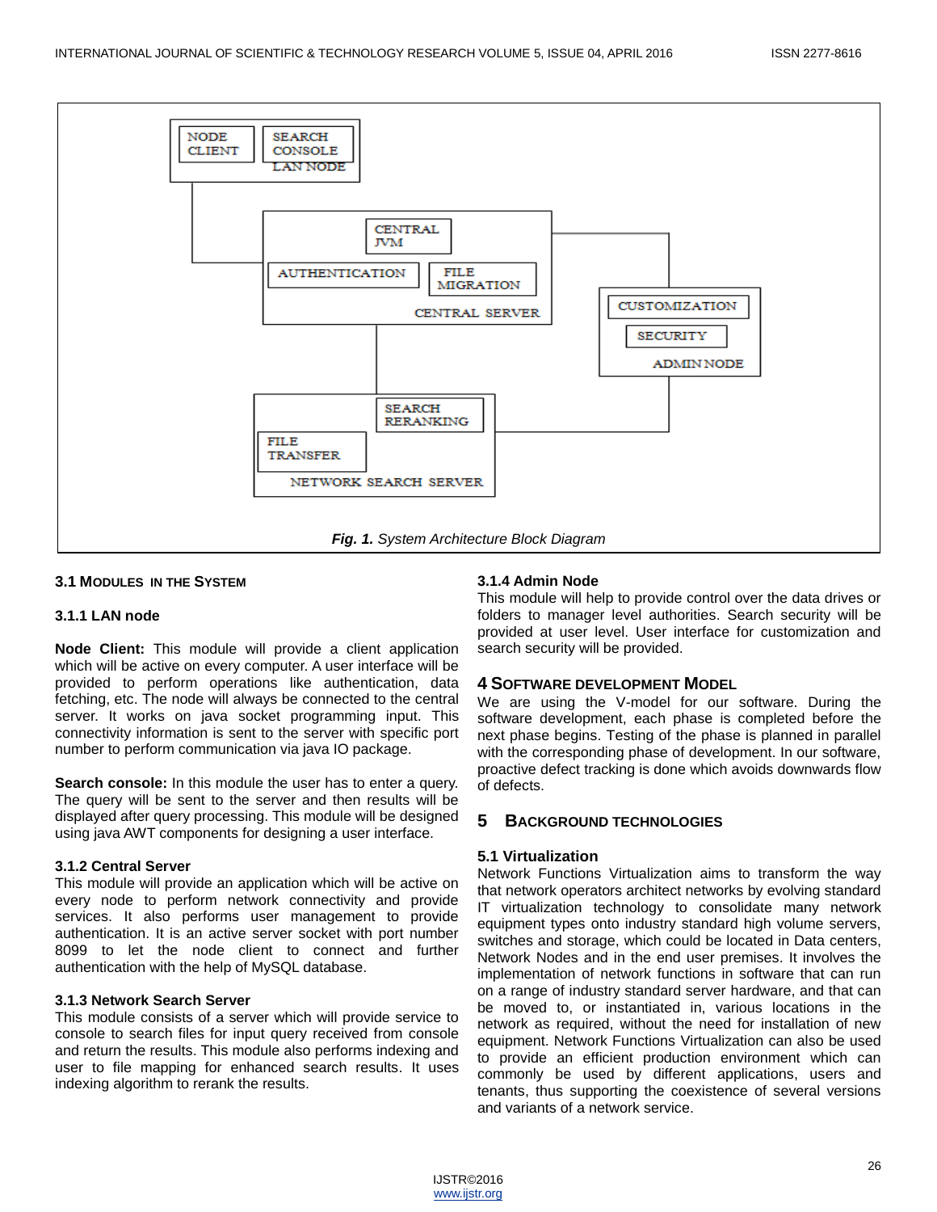Fig. 1. *System Architecture Block Diagram*

### 3.1 Modules in the System

#### 3.1.1 LAN node

**Node Client:** This module will provide a client application which will be active on every computer. A user interface will be provided to perform operations like authentication, data fetching, etc. The node will always be connected to the central server. It works on java socket programming input. This connectivity information is sent to the server with specific port number to perform communication via java IO package.

**Search console:** In this module the user has to enter a query. The query will be sent to the server and then results will be displayed after query processing. This module will be designed using java AWT components for designing a user interface.

#### 3.1.2 Central Server

This module will provide an application which will be active on every node to perform network connectivity and provide services. It also performs user management to provide authentication. It is an active server socket with port number 8099 to let the node client to connect and further authentication with the help of MySQL database.

#### 3.1.3 Network Search Server

This module consists of a server which will provide service to console to search files for input query received from console and return the results. This module also performs indexing and user to file mapping for enhanced search results. It uses indexing algorithm to rerank the results.

#### 3.1.4 Admin Node

This module will help to provide control over the data drives or folders to manager level authorities. Search security will be provided at user level. User interface for customization and search security will be provided.

## 4 Software development Model

We are using the V-model for our software. During the software development, each phase is completed before the next phase begins. Testing of the phase is planned in parallel with the corresponding phase of development. In our software, proactive defect tracking is done which avoids downwards flow of defects.

## 5 Background Technologies

### 5.1 Virtualization

Network Functions Virtualization aims to transform the way that network operators architect networks by evolving standard IT virtualization technology to consolidate many network equipment types onto industry standard high volume servers, switches and storage, which could be located in Data centers, Network Nodes and in the end user premises. It involves the implementation of network functions in software that can run on a range of industry standard server hardware, and that can be moved to, or instantiated in, various locations in the network as required, without the need for installation of new equipment. Network Functions Virtualization can also be used to provide an efficient production environment which can commonly be used by different applications, users and tenants, thus supporting the coexistence of several versions and variants of a network service.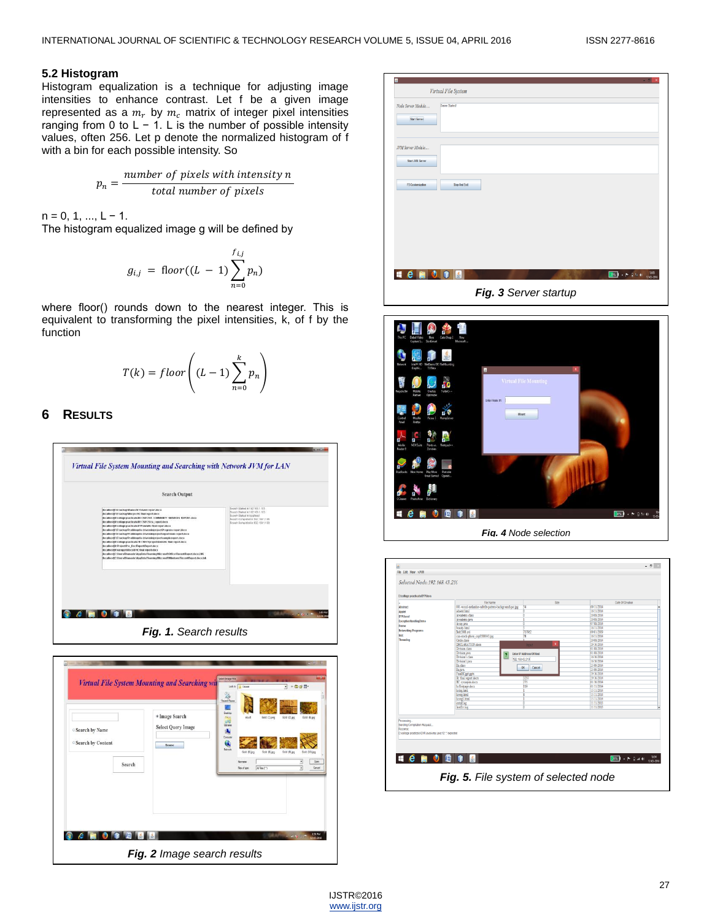### 5.2 Histogram

Histogram equalization is a technique for adjusting image intensities to enhance contrast. Let f be a given image represented as a $m_r$ by $m_c$ matrix of integer pixel intensities ranging from 0 to L − 1. L is the number of possible intensity values, often 256. Let p denote the normalized histogram of f with a bin for each possible intensity. So

$$p_n = \frac{number\ of\ pixels\ with\ intensity\ n}{total\ number\ of\ pixels}$$

n = 0, 1, ..., L − 1.

The histogram equalized image g will be defined by

$$g_{i,j} = \text{floor}((L-1)\sum_{n=0}^{f_{i,j}} p_n)$$

where floor() rounds down to the nearest integer. This is equivalent to transforming the pixel intensities, k, of f by the function

$$T(k) = floor\left((L-1)\sum_{n=0}^{k} p_n\right)$$

## 6 Results

***Fig. 1.*** *Search results*

***Fig. 2*** *Image search results*

***Fig. 3*** *Server startup*

***Fig. 4*** *Node selection*

***Fig. 5.*** *File system of selected node*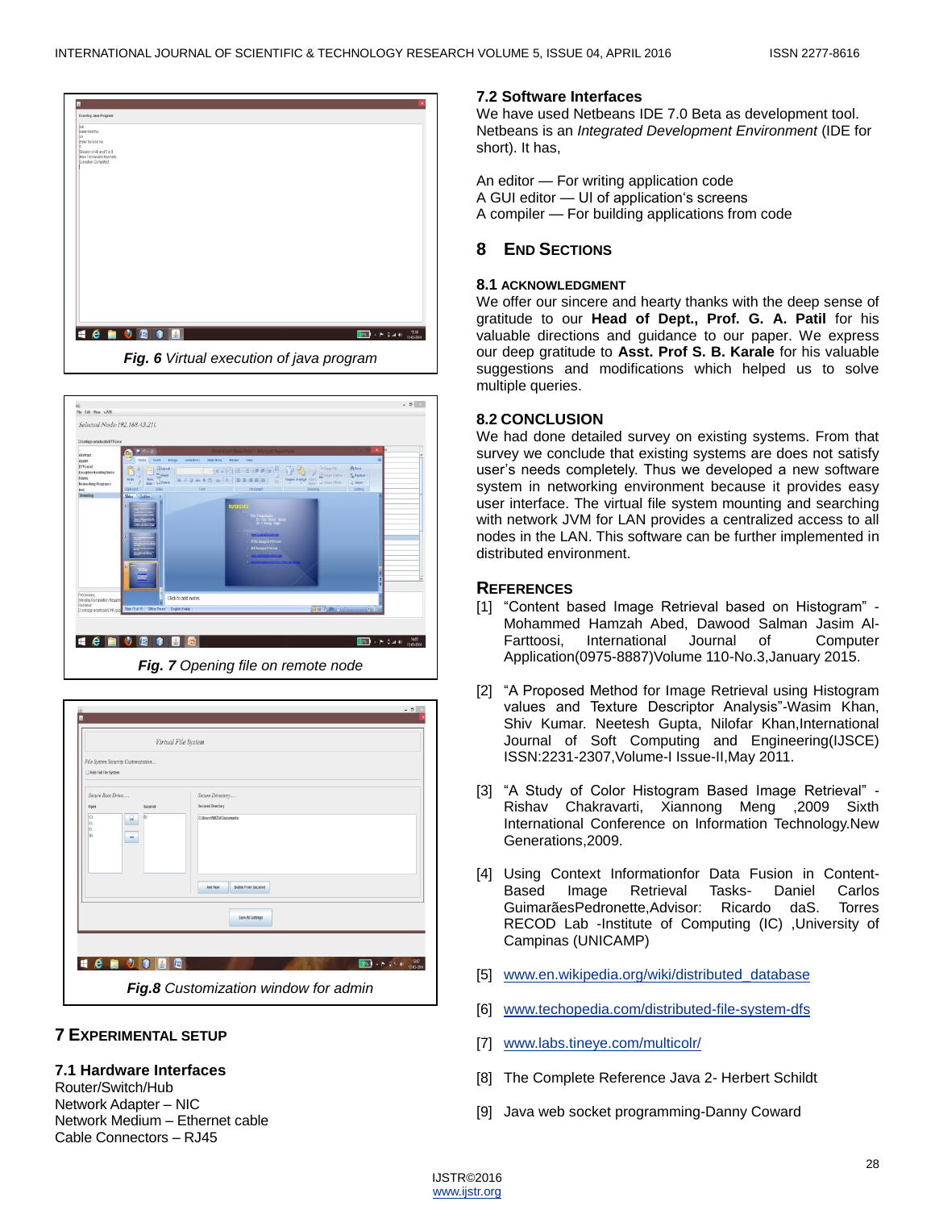Fig. 6 *Virtual execution of java program*

Fig. 7 *Opening file on remote node*

Fig.8 *Customization window for admin*

## 7 EXPERIMENTAL SETUP

### 7.1 Hardware Interfaces

Router/Switch/Hub
Network Adapter – NIC
Network Medium – Ethernet cable
Cable Connectors – RJ45

### 7.2 Software Interfaces

We have used Netbeans IDE 7.0 Beta as development tool. Netbeans is an *Integrated Development Environment* (IDE for short). It has,

An editor — For writing application code
A GUI editor — UI of application's screens
A compiler — For building applications from code

## 8 END SECTIONS

### 8.1 ACKNOWLEDGMENT

We offer our sincere and hearty thanks with the deep sense of gratitude to our **Head of Dept., Prof. G. A. Patil** for his valuable directions and guidance to our paper. We express our deep gratitude to **Asst. Prof S. B. Karale** for his valuable suggestions and modifications which helped us to solve multiple queries.

### 8.2 CONCLUSION

We had done detailed survey on existing systems. From that survey we conclude that existing systems are does not satisfy user's needs completely. Thus we developed a new software system in networking environment because it provides easy user interface. The virtual file system and searching with network JVM for LAN provides a centralized access to all nodes in the LAN. This software can be further implemented in distributed environment.

## REFERENCES

[1] "Content based Image Retrieval based on Histogram" - Mohammed Hamzah Abed, Dawood Salman Jasim Al-Farttoosi, International Journal of Computer Application(0975-8887)Volume 110-No.3,January 2015.

[2] "A Proposed Method for Image Retrieval using Histogram values and Texture Descriptor Analysis"-Wasim Khan, Shiv Kumar. Neetesh Gupta, Nilofar Khan,International Journal of Soft Computing and Engineering(IJSCE) ISSN:2231-2307,Volume-I Issue-II,May 2011.

[3] "A Study of Color Histogram Based Image Retrieval" -Rishav Chakravarti, Xiannong Meng ,2009 Sixth International Conference on Information Technology.New Generations,2009.

[4] Using Context Informationfor Data Fusion in Content-Based Image Retrieval Tasks- Daniel Carlos GuimarãesPedronette,Advisor: Ricardo daS. Torres RECOD Lab -Institute of Computing (IC) ,University of Campinas (UNICAMP)

[5] www.en.wikipedia.org/wiki/distributed_database

[6] www.techopedia.com/distributed-file-system-dfs

[7] www.labs.tineye.com/multicolr/

[8] The Complete Reference Java 2- Herbert Schildt

[9] Java web socket programming-Danny Coward